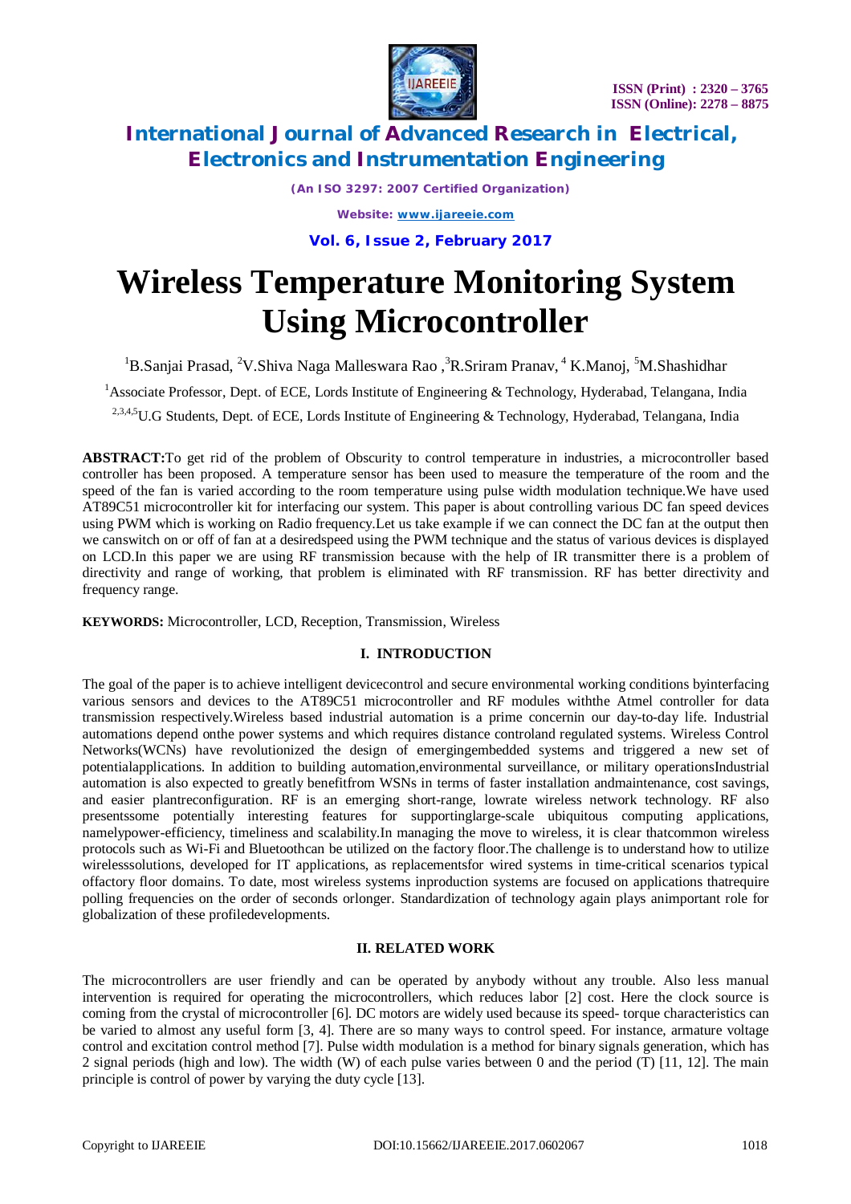# Wireless Temperature Monitoring System Using Microcontroller

[1]B.Sanjai Prasad, [2]V.Shiva Naga Malleswara Rao ,[3]R.Sriram Pranav, [4] K.Manoj, [5]M.Shashidhar

[1]Associate Professor, Dept. of ECE, Lords Institute of Engineering & Technology, Hyderabad, Telangana, India

[2,3,4,5]U.G Students, Dept. of ECE, Lords Institute of Engineering & Technology, Hyderabad, Telangana, India

**ABSTRACT:**To get rid of the problem of Obscurity to control temperature in industries, a microcontroller based controller has been proposed. A temperature sensor has been used to measure the temperature of the room and the speed of the fan is varied according to the room temperature using pulse width modulation technique.We have used AT89C51 microcontroller kit for interfacing our system. This paper is about controlling various DC fan speed devices using PWM which is working on Radio frequency.Let us take example if we can connect the DC fan at the output then we canswitch on or off of fan at a desiredspeed using the PWM technique and the status of various devices is displayed on LCD.In this paper we are using RF transmission because with the help of IR transmitter there is a problem of directivity and range of working, that problem is eliminated with RF transmission. RF has better directivity and frequency range.

**KEYWORDS:** Microcontroller, LCD, Reception, Transmission, Wireless

## I. INTRODUCTION

The goal of the paper is to achieve intelligent devicecontrol and secure environmental working conditions byinterfacing various sensors and devices to the AT89C51 microcontroller and RF modules withthe Atmel controller for data transmission respectively.Wireless based industrial automation is a prime concernin our day-to-day life. Industrial automations depend onthe power systems and which requires distance controland regulated systems. Wireless Control Networks(WCNs) have revolutionized the design of emergingembedded systems and triggered a new set of potentialapplications. In addition to building automation,environmental surveillance, or military operationsIndustrial automation is also expected to greatly benefitfrom WSNs in terms of faster installation andmaintenance, cost savings, and easier plantreconfiguration. RF is an emerging short-range, lowrate wireless network technology. RF also presentssome potentially interesting features for supportinglarge-scale ubiquitous computing applications, namelypower-efficiency, timeliness and scalability.In managing the move to wireless, it is clear thatcommon wireless protocols such as Wi-Fi and Bluetoothcan be utilized on the factory floor.The challenge is to understand how to utilize wirelesssolutions, developed for IT applications, as replacementsfor wired systems in time-critical scenarios typical offactory floor domains. To date, most wireless systems inproduction systems are focused on applications thatrequire polling frequencies on the order of seconds orlonger. Standardization of technology again plays animportant role for globalization of these profiledevelopments.

## II. RELATED WORK

The microcontrollers are user friendly and can be operated by anybody without any trouble. Also less manual intervention is required for operating the microcontrollers, which reduces labor [2] cost. Here the clock source is coming from the crystal of microcontroller [6]. DC motors are widely used because its speed- torque characteristics can be varied to almost any useful form [3, 4]. There are so many ways to control speed. For instance, armature voltage control and excitation control method [7]. Pulse width modulation is a method for binary signals generation, which has 2 signal periods (high and low). The width (W) of each pulse varies between 0 and the period (T) [11, 12]. The main principle is control of power by varying the duty cycle [13].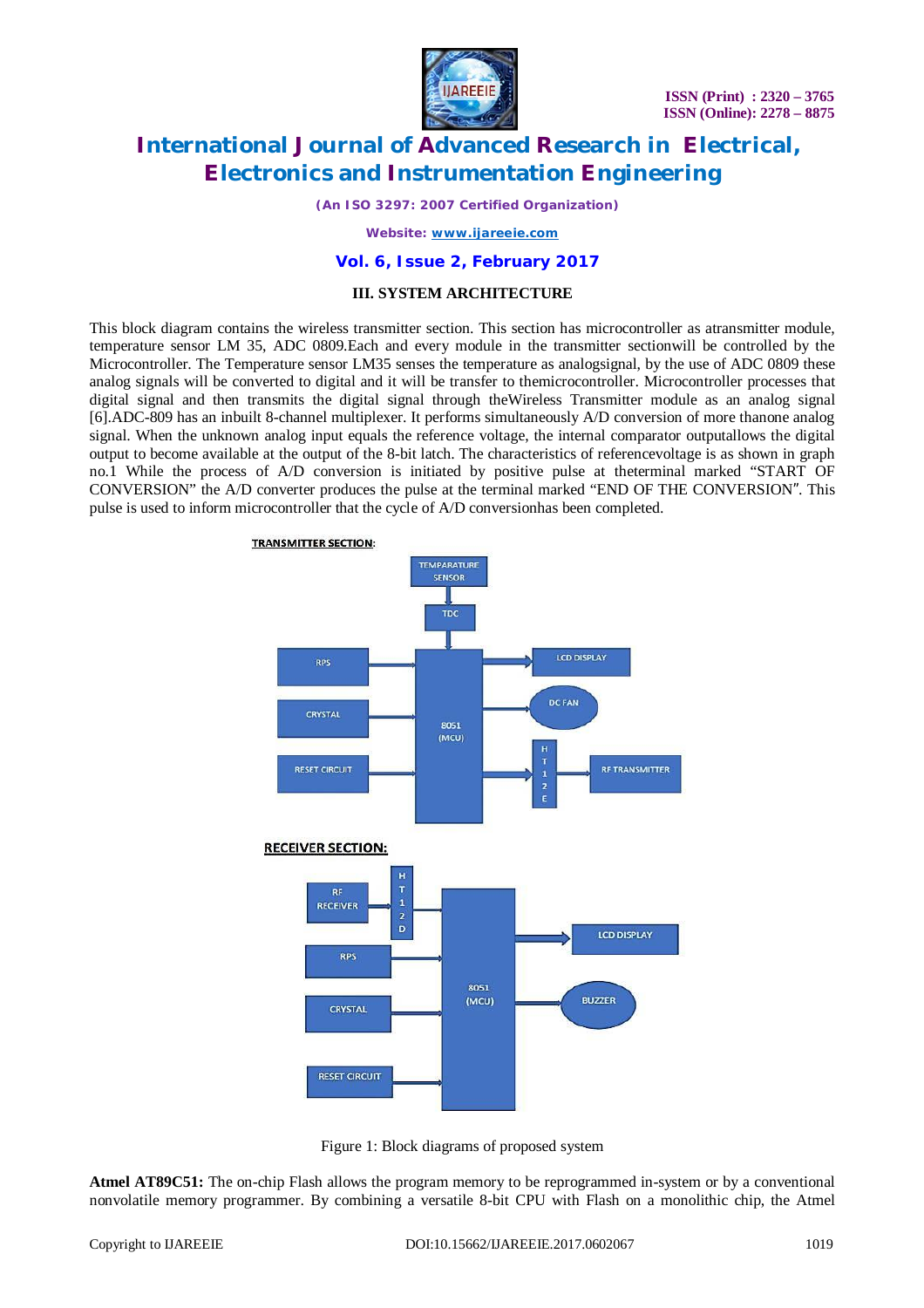### III. SYSTEM ARCHITECTURE

This block diagram contains the wireless transmitter section. This section has microcontroller as atransmitter module, temperature sensor LM 35, ADC 0809.Each and every module in the transmitter sectionwill be controlled by the Microcontroller. The Temperature sensor LM35 senses the temperature as analogsignal, by the use of ADC 0809 these analog signals will be converted to digital and it will be transfer to themicrocontroller. Microcontroller processes that digital signal and then transmits the digital signal through theWireless Transmitter module as an analog signal [6].ADC-809 has an inbuilt 8-channel multiplexer. It performs simultaneously A/D conversion of more thanone analog signal. When the unknown analog input equals the reference voltage, the internal comparator outputallows the digital output to become available at the output of the 8-bit latch. The characteristics of referencevoltage is as shown in graph no.1 While the process of A/D conversion is initiated by positive pulse at theterminal marked "START OF CONVERSION" the A/D converter produces the pulse at the terminal marked "END OF THE CONVERSION". This pulse is used to inform microcontroller that the cycle of A/D conversionhas been completed.

TRANSMITTER SECTION:

TEMPARATURE SENSOR → TDC → 8051 (MCU)

RPS → 8051 (MCU)

CRYSTAL → 8051 (MCU)

RESET CIRCUIT → 8051 (MCU)

8051 (MCU) → LCD DISPLAY

8051 (MCU) → DC FAN

8051 (MCU) → HT12E → RF TRANSMITTER

RECEIVER SECTION:

RF RECEIVER → HT12D → 8051 (MCU)

RPS → 8051 (MCU)

CRYSTAL → 8051 (MCU)

RESET CIRCUIT → 8051 (MCU)

8051 (MCU) → LCD DISPLAY

8051 (MCU) → BUZZER

Figure 1: Block diagrams of proposed system

**Atmel AT89C51:** The on-chip Flash allows the program memory to be reprogrammed in-system or by a conventional nonvolatile memory programmer. By combining a versatile 8-bit CPU with Flash on a monolithic chip, the Atmel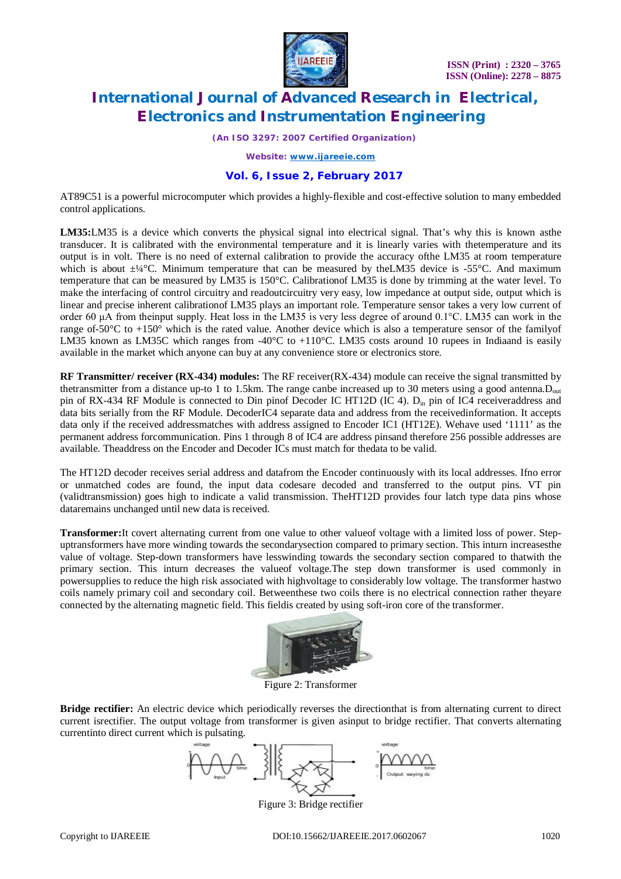AT89C51 is a powerful microcomputer which provides a highly-flexible and cost-effective solution to many embedded control applications.

**LM35:**LM35 is a device which converts the physical signal into electrical signal. That's why this is known asthe transducer. It is calibrated with the environmental temperature and it is linearly varies with thetemperature and its output is in volt. There is no need of external calibration to provide the accuracy ofthe LM35 at room temperature which is about ±¼°C. Minimum temperature that can be measured by theLM35 device is -55°C. And maximum temperature that can be measured by LM35 is 150°C. Calibrationof LM35 is done by trimming at the water level. To make the interfacing of control circuitry and readoutcircuitry very easy, low impedance at output side, output which is linear and precise inherent calibrationof LM35 plays an important role. Temperature sensor takes a very low current of order 60 µA from theinput supply. Heat loss in the LM35 is very less degree of around 0.1°C. LM35 can work in the range of-50°C to +150° which is the rated value. Another device which is also a temperature sensor of the familyof LM35 known as LM35C which ranges from -40°C to +110°C. LM35 costs around 10 rupees in Indiaand is easily available in the market which anyone can buy at any convenience store or electronics store.

**RF Transmitter/ receiver (RX-434) modules:** The RF receiver(RX-434) module can receive the signal transmitted by thetransmitter from a distance up-to 1 to 1.5km. The range canbe increased up to 30 meters using a good antenna.$D_{out}$ pin of RX-434 RF Module is connected to Din pinof Decoder IC HT12D (IC 4). $D_{in}$ pin of IC4 receiveraddress and data bits serially from the RF Module. DecoderIC4 separate data and address from the receivedinformation. It accepts data only if the received addressmatches with address assigned to Encoder IC1 (HT12E). Wehave used '1111' as the permanent address forcommunication. Pins 1 through 8 of IC4 are address pinsand therefore 256 possible addresses are available. Theaddress on the Encoder and Decoder ICs must match for thedata to be valid.

The HT12D decoder receives serial address and datafrom the Encoder continuously with its local addresses. Ifno error or unmatched codes are found, the input data codesare decoded and transferred to the output pins. VT pin (validtransmission) goes high to indicate a valid transmission. TheHT12D provides four latch type data pins whose dataremains unchanged until new data is received.

**Transformer:**It covert alternating current from one value to other valueof voltage with a limited loss of power. Step-uptransformers have more winding towards the secondarysection compared to primary section. This inturn increasesthe value of voltage. Step-down transformers have lesswinding towards the secondary section compared to thatwith the primary section. This inturn decreases the valueof voltage.The step down transformer is used commonly in powersupplies to reduce the high risk associated with highvoltage to considerably low voltage. The transformer hastwo coils namely primary coil and secondary coil. Betweenthese two coils there is no electrical connection rather theyare connected by the alternating magnetic field. This fieldis created by using soft-iron core of the transformer.

Figure 2: Transformer

**Bridge rectifier:** An electric device which periodically reverses the directionthat is from alternating current to direct current isrectifier. The output voltage from transformer is given asinput to bridge rectifier. That converts alternating currentinto direct current which is pulsating.

Figure 3: Bridge rectifier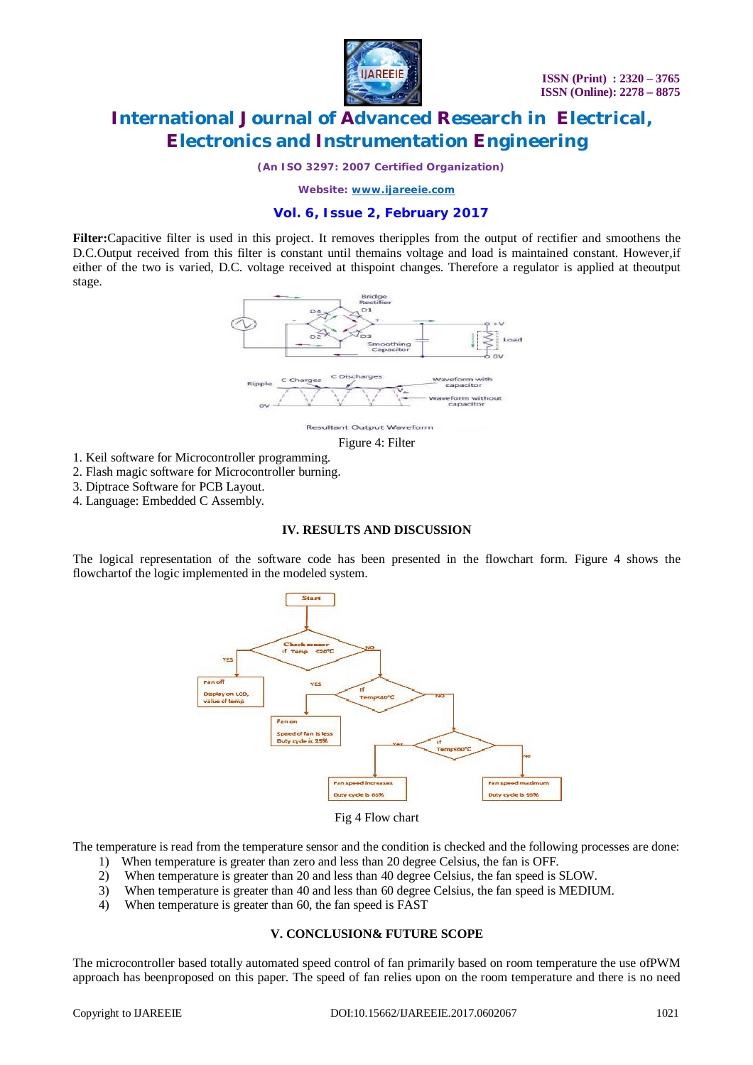**Filter:**Capacitive filter is used in this project. It removes theripples from the output of rectifier and smoothens the D.C.Output received from this filter is constant until themains voltage and load is maintained constant. However,if either of the two is varied, D.C. voltage received at thispoint changes. Therefore a regulator is applied at theoutput stage.

Figure 4: Filter

1. Keil software for Microcontroller programming.
2. Flash magic software for Microcontroller burning.
3. Diptrace Software for PCB Layout.
4. Language: Embedded C Assembly.

## IV. RESULTS AND DISCUSSION

The logical representation of the software code has been presented in the flowchart form. Figure 4 shows the flowchartof the logic implemented in the modeled system.

Fig 4 Flow chart

The temperature is read from the temperature sensor and the condition is checked and the following processes are done:

1) When temperature is greater than zero and less than 20 degree Celsius, the fan is OFF.
2) When temperature is greater than 20 and less than 40 degree Celsius, the fan speed is SLOW.
3) When temperature is greater than 40 and less than 60 degree Celsius, the fan speed is MEDIUM.
4) When temperature is greater than 60, the fan speed is FAST

## V. CONCLUSION& FUTURE SCOPE

The microcontroller based totally automated speed control of fan primarily based on room temperature the use ofPWM approach has beenproposed on this paper. The speed of fan relies upon on the room temperature and there is no need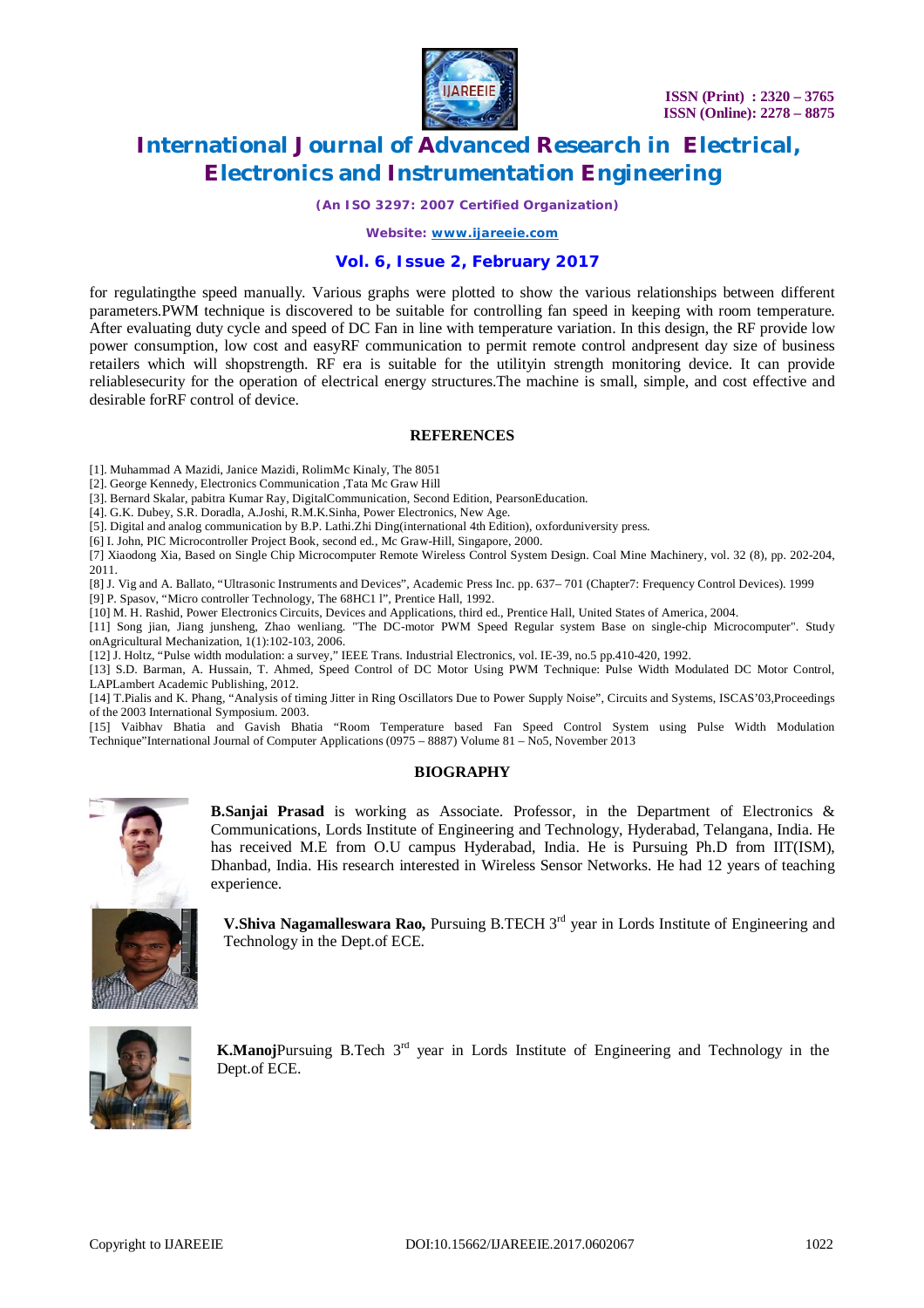for regulatingthe speed manually. Various graphs were plotted to show the various relationships between different parameters.PWM technique is discovered to be suitable for controlling fan speed in keeping with room temperature. After evaluating duty cycle and speed of DC Fan in line with temperature variation. In this design, the RF provide low power consumption, low cost and easyRF communication to permit remote control andpresent day size of business retailers which will shopstrength. RF era is suitable for the utilityin strength monitoring device. It can provide reliablesecurity for the operation of electrical energy structures.The machine is small, simple, and cost effective and desirable forRF control of device.

## REFERENCES

[1]. Muhammad A Mazidi, Janice Mazidi, RolimMc Kinaly, The 8051

[2]. George Kennedy, Electronics Communication ,Tata Mc Graw Hill

[3]. Bernard Skalar, pabitra Kumar Ray, DigitalCommunication, Second Edition, PearsonEducation.

[4]. G.K. Dubey, S.R. Doradla, A.Joshi, R.M.K.Sinha, Power Electronics, New Age.

[5]. Digital and analog communication by B.P. Lathi.Zhi Ding(international 4th Edition), oxforduniversity press.

[6] I. John, PIC Microcontroller Project Book, second ed., Mc Graw-Hill, Singapore, 2000.

[7] Xiaodong Xia, Based on Single Chip Microcomputer Remote Wireless Control System Design. Coal Mine Machinery, vol. 32 (8), pp. 202-204, 2011.

[8] J. Vig and A. Ballato, "Ultrasonic Instruments and Devices", Academic Press Inc. pp. 637– 701 (Chapter7: Frequency Control Devices). 1999

[9] P. Spasov, "Micro controller Technology, The 68HC1 l", Prentice Hall, 1992.

[10] M. H. Rashid, Power Electronics Circuits, Devices and Applications, third ed., Prentice Hall, United States of America, 2004.

[11] Song jian, Jiang junsheng, Zhao wenliang. "The DC-motor PWM Speed Regular system Base on single-chip Microcomputer". Study onAgricultural Mechanization, 1(1):102-103, 2006.

[12] J. Holtz, "Pulse width modulation: a survey," IEEE Trans. Industrial Electronics, vol. IE-39, no.5 pp.410-420, 1992.

[13] S.D. Barman, A. Hussain, T. Ahmed, Speed Control of DC Motor Using PWM Technique: Pulse Width Modulated DC Motor Control, LAPLambert Academic Publishing, 2012.

[14] T.Pialis and K. Phang, "Analysis of timing Jitter in Ring Oscillators Due to Power Supply Noise", Circuits and Systems, ISCAS'03,Proceedings of the 2003 International Symposium. 2003.

[15] Vaibhav Bhatia and Gavish Bhatia "Room Temperature based Fan Speed Control System using Pulse Width Modulation Technique"International Journal of Computer Applications (0975 – 8887) Volume 81 – No5, November 2013

## BIOGRAPHY

**B.Sanjai Prasad** is working as Associate. Professor, in the Department of Electronics & Communications, Lords Institute of Engineering and Technology, Hyderabad, Telangana, India. He has received M.E from O.U campus Hyderabad, India. He is Pursuing Ph.D from IIT(ISM), Dhanbad, India. His research interested in Wireless Sensor Networks. He had 12 years of teaching experience.

**V.Shiva Nagamalleswara Rao,** Pursuing B.TECH 3rd year in Lords Institute of Engineering and Technology in the Dept.of ECE.

**K.Manoj**Pursuing B.Tech 3rd year in Lords Institute of Engineering and Technology in the Dept.of ECE.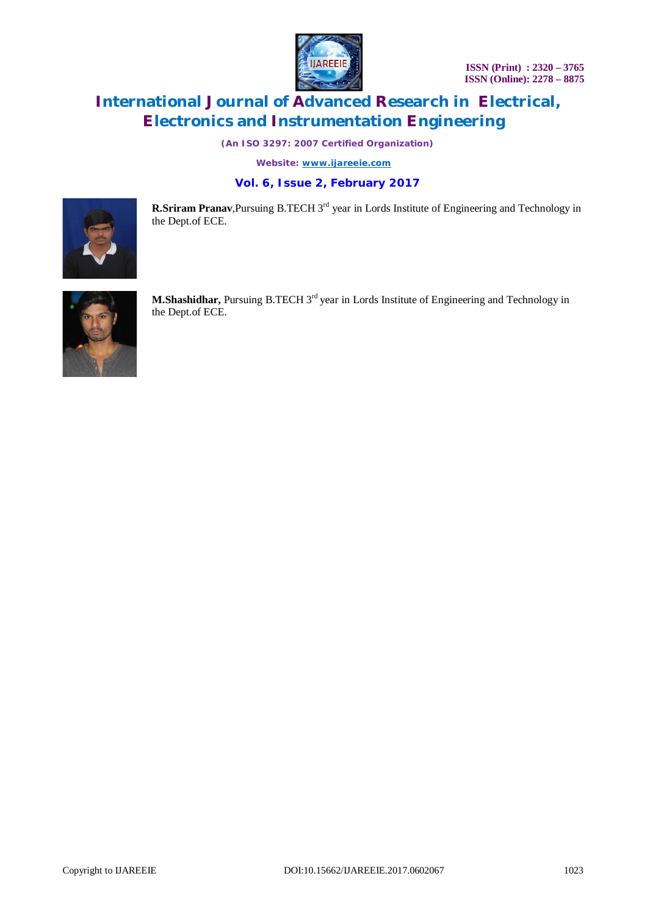**R.Sriram Pranav**,Pursuing B.TECH 3rd year in Lords Institute of Engineering and Technology in the Dept.of ECE.

**M.Shashidhar,** Pursuing B.TECH 3rd year in Lords Institute of Engineering and Technology in the Dept.of ECE.